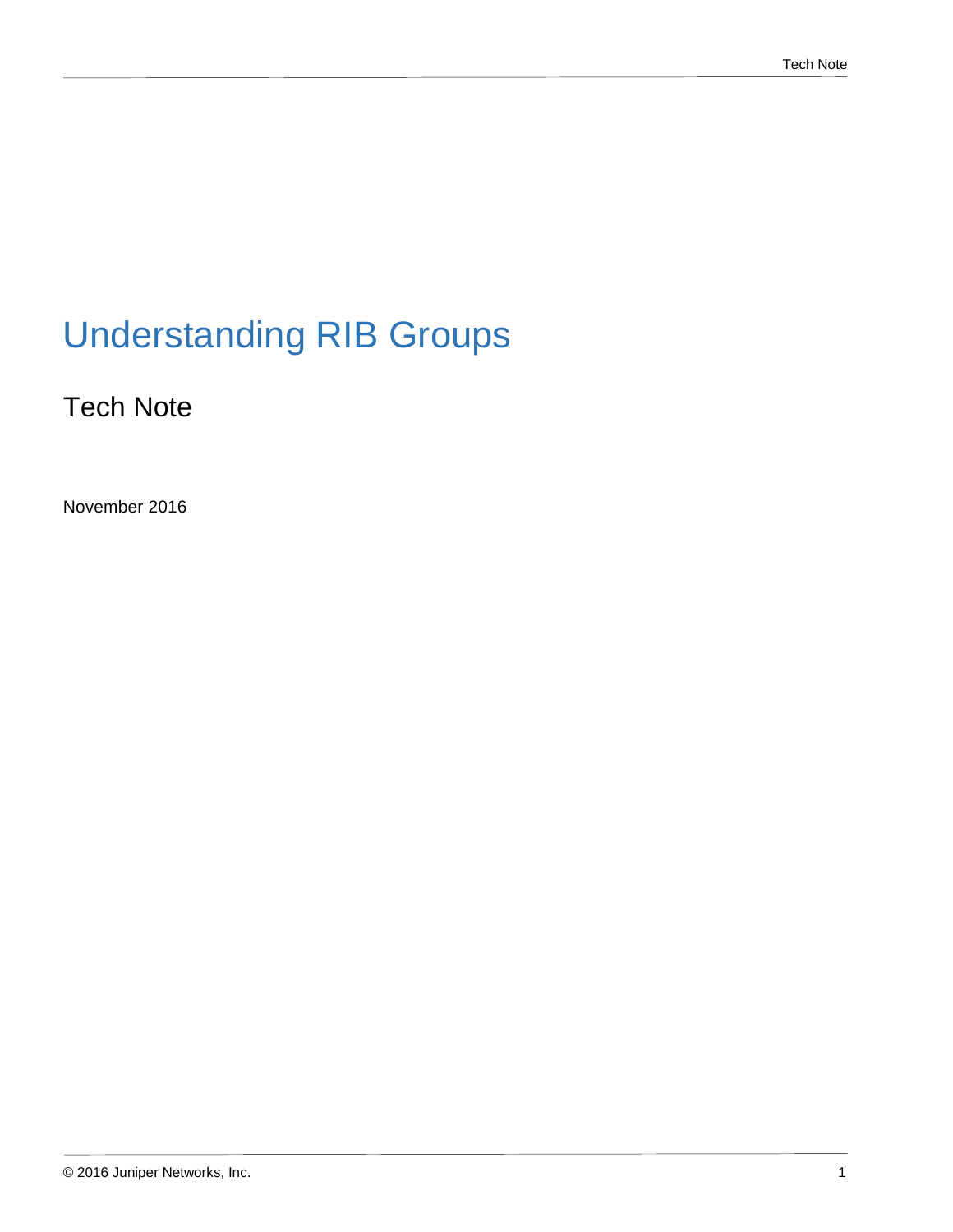# Understanding RIB Groups

## Tech Note

November 2016

© 2016 Juniper Networks, Inc.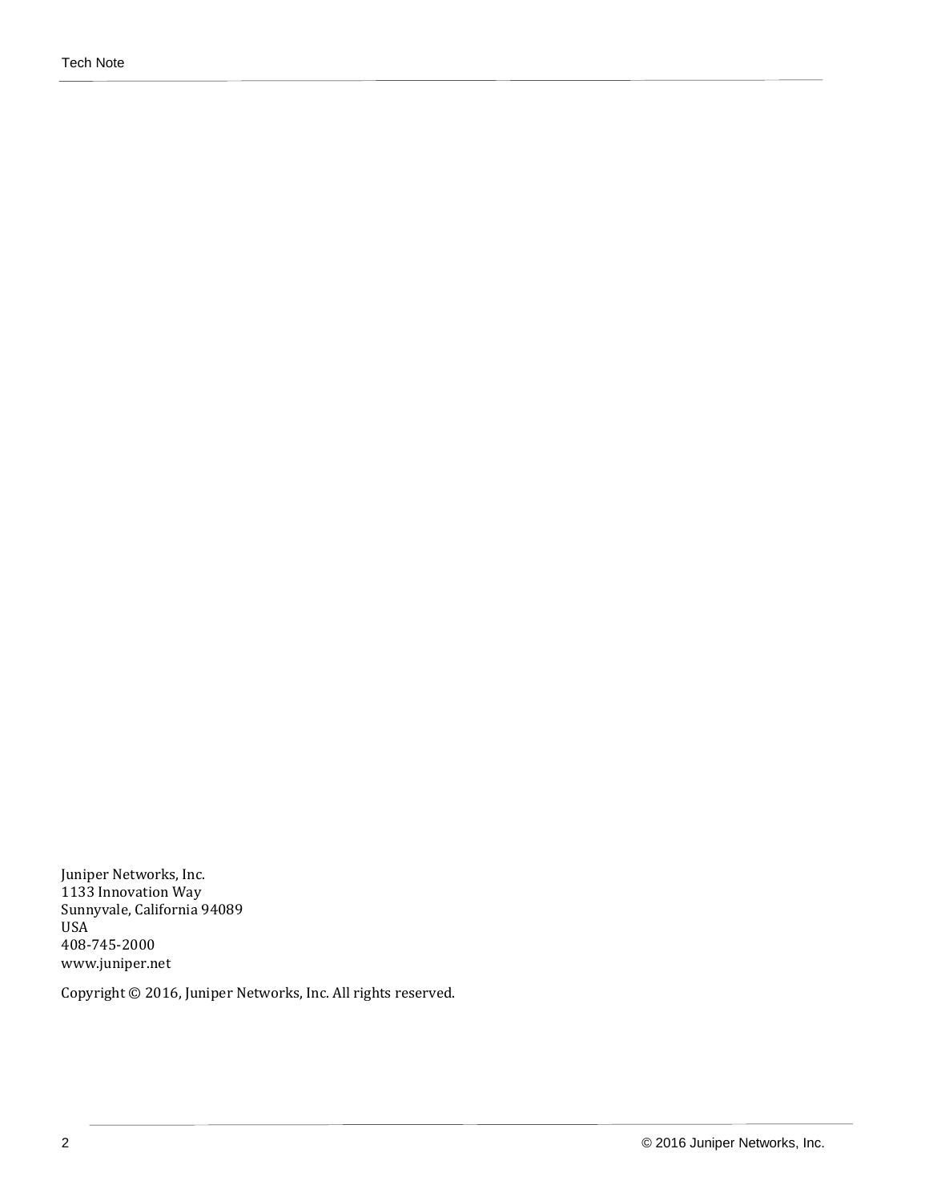Juniper Networks, Inc.
1133 Innovation Way
Sunnyvale, California 94089
USA
408-745-2000
www.juniper.net

Copyright © 2016, Juniper Networks, Inc. All rights reserved.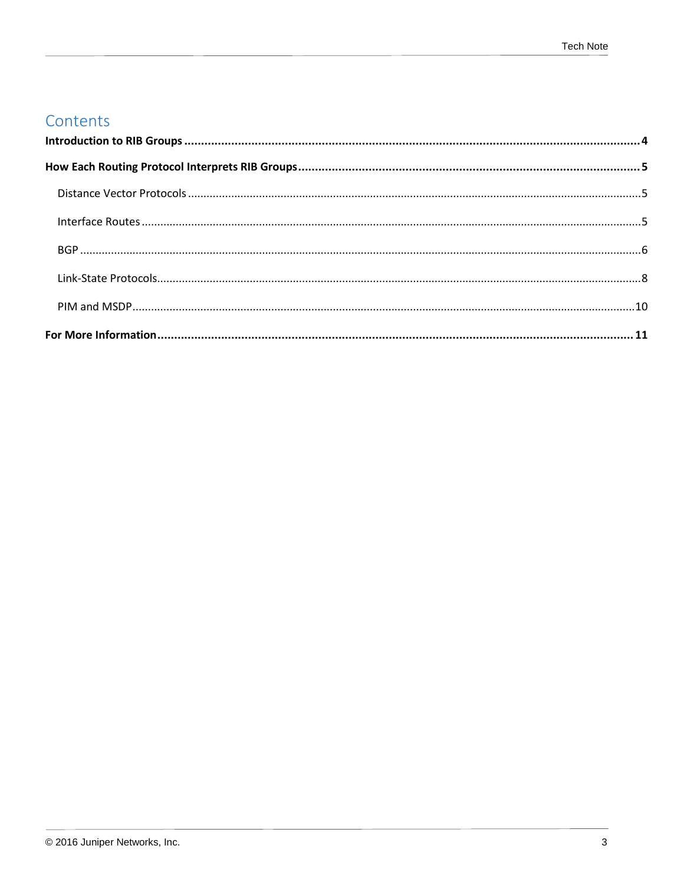## Contents

**Introduction to RIB Groups** .......... **4**

**How Each Routing Protocol Interprets RIB Groups** .......... **5**

- Distance Vector Protocols .......... 5
- Interface Routes .......... 5
- BGP .......... 6
- Link-State Protocols .......... 8
- PIM and MSDP .......... 10

**For More Information** .......... **11**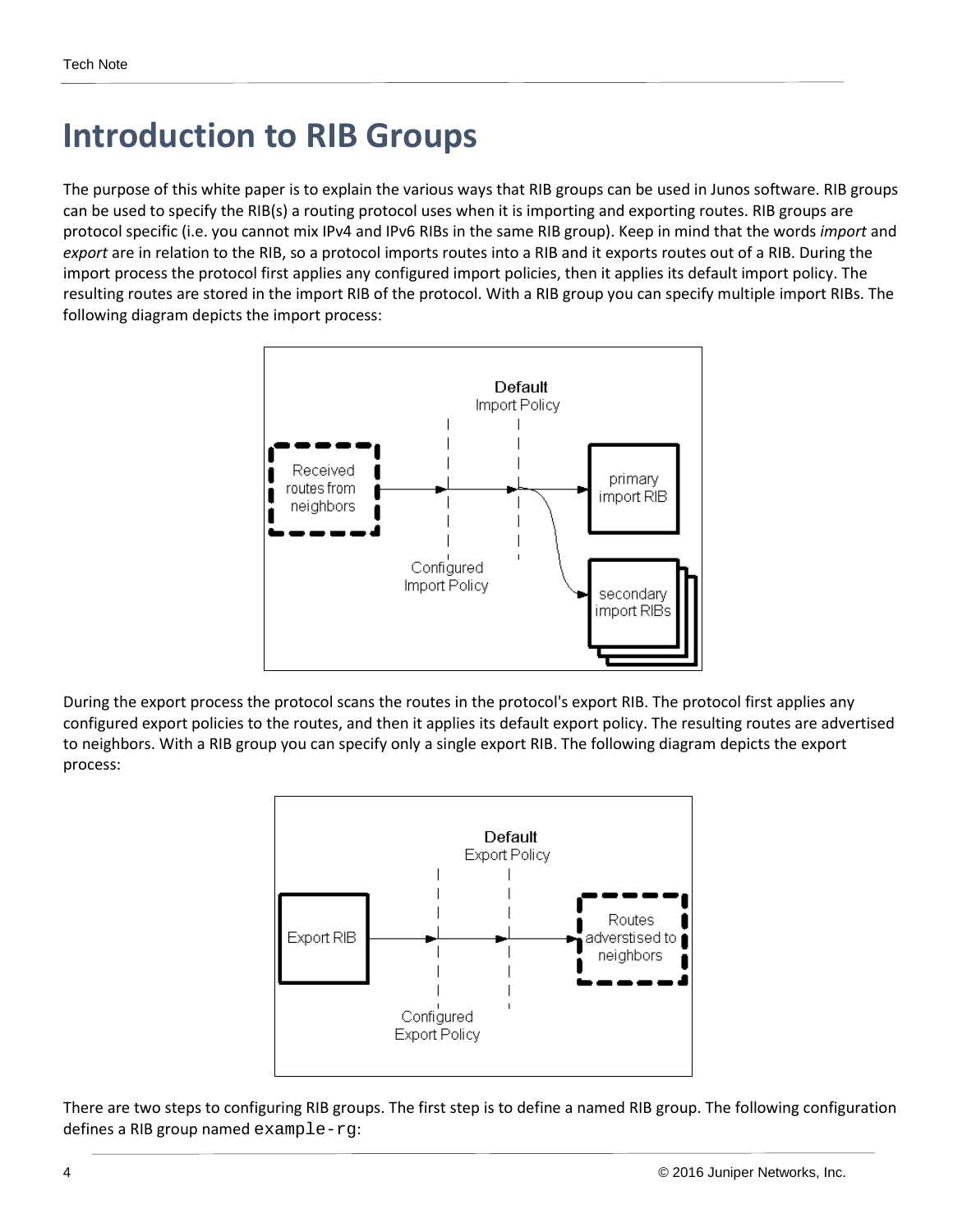# Introduction to RIB Groups

The purpose of this white paper is to explain the various ways that RIB groups can be used in Junos software. RIB groups can be used to specify the RIB(s) a routing protocol uses when it is importing and exporting routes. RIB groups are protocol specific (i.e. you cannot mix IPv4 and IPv6 RIBs in the same RIB group). Keep in mind that the words *import* and *export* are in relation to the RIB, so a protocol imports routes into a RIB and it exports routes out of a RIB. During the import process the protocol first applies any configured import policies, then it applies its default import policy. The resulting routes are stored in the import RIB of the protocol. With a RIB group you can specify multiple import RIBs. The following diagram depicts the import process:

During the export process the protocol scans the routes in the protocol's export RIB. The protocol first applies any configured export policies to the routes, and then it applies its default export policy. The resulting routes are advertised to neighbors. With a RIB group you can specify only a single export RIB. The following diagram depicts the export process:

There are two steps to configuring RIB groups. The first step is to define a named RIB group. The following configuration defines a RIB group named `example-rg`: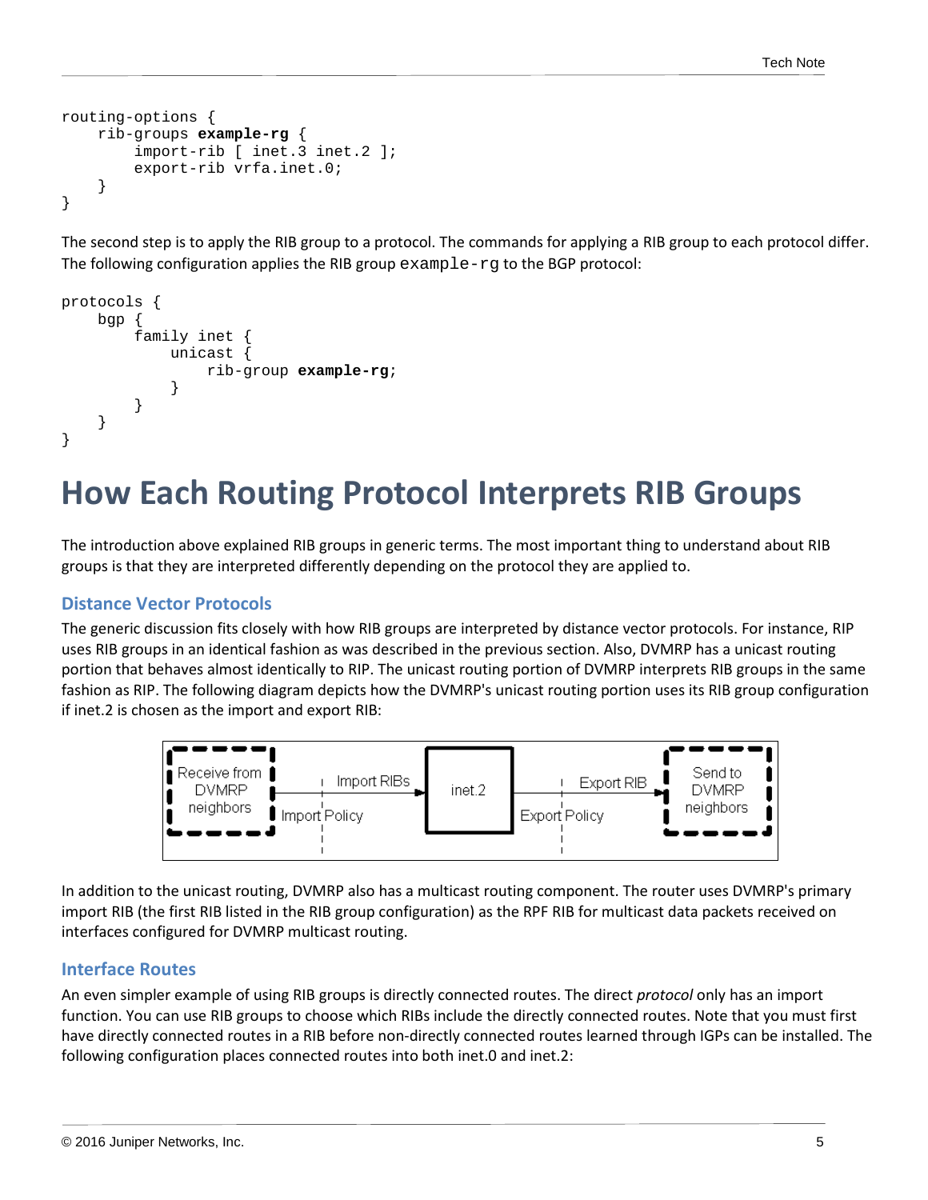```
routing-options {
    rib-groups example-rg {
        import-rib [ inet.3 inet.2 ];
        export-rib vrfa.inet.0;
    }
}
```

The second step is to apply the RIB group to a protocol. The commands for applying a RIB group to each protocol differ. The following configuration applies the RIB group `example-rg` to the BGP protocol:

```
protocols {
    bgp {
        family inet {
            unicast {
                rib-group example-rg;
            }
        }
    }
}
```

# How Each Routing Protocol Interprets RIB Groups

The introduction above explained RIB groups in generic terms. The most important thing to understand about RIB groups is that they are interpreted differently depending on the protocol they are applied to.

## Distance Vector Protocols

The generic discussion fits closely with how RIB groups are interpreted by distance vector protocols. For instance, RIP uses RIB groups in an identical fashion as was described in the previous section. Also, DVMRP has a unicast routing portion that behaves almost identically to RIP. The unicast routing portion of DVMRP interprets RIB groups in the same fashion as RIP. The following diagram depicts how the DVMRP's unicast routing portion uses its RIB group configuration if inet.2 is chosen as the import and export RIB:

Receive from DVMRP neighbors → Import RIBs / Import Policy → inet.2 → Export RIB / Export Policy → Send to DVMRP neighbors

In addition to the unicast routing, DVMRP also has a multicast routing component. The router uses DVMRP's primary import RIB (the first RIB listed in the RIB group configuration) as the RPF RIB for multicast data packets received on interfaces configured for DVMRP multicast routing.

## Interface Routes

An even simpler example of using RIB groups is directly connected routes. The direct *protocol* only has an import function. You can use RIB groups to choose which RIBs include the directly connected routes. Note that you must first have directly connected routes in a RIB before non-directly connected routes learned through IGPs can be installed. The following configuration places connected routes into both inet.0 and inet.2: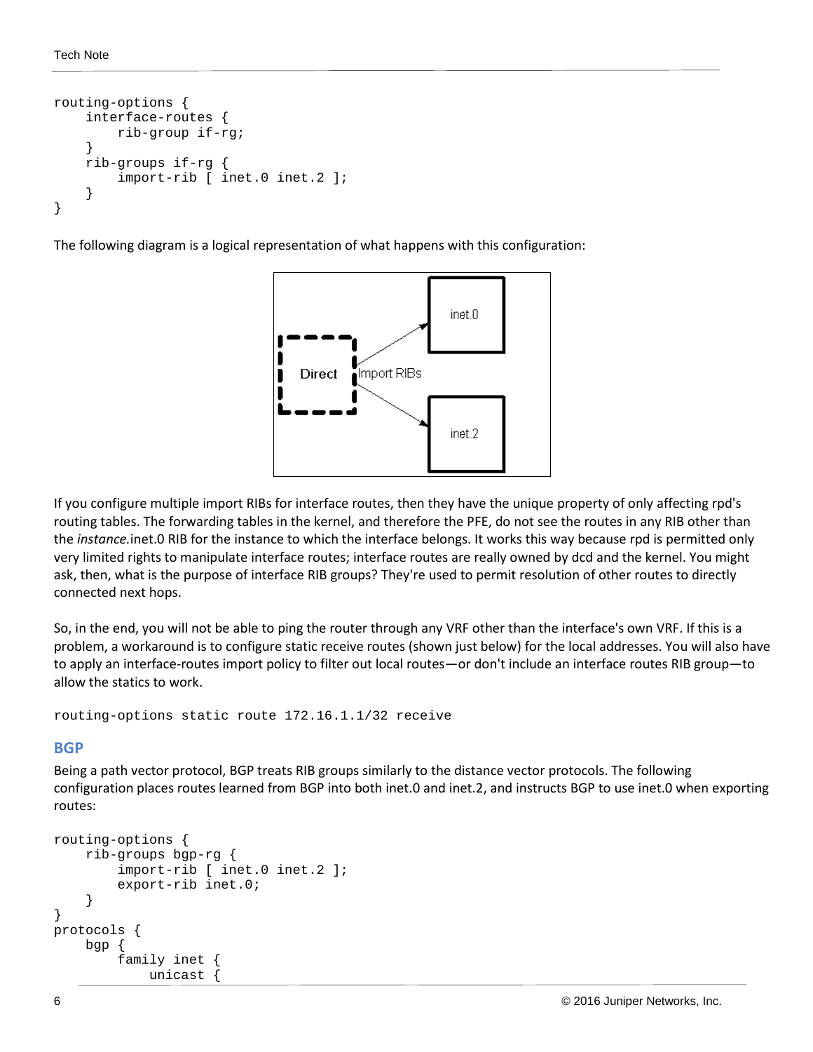```
routing-options {
    interface-routes {
        rib-group if-rg;
    }
    rib-groups if-rg {
        import-rib [ inet.0 inet.2 ];
    }
}
```

The following diagram is a logical representation of what happens with this configuration:

If you configure multiple import RIBs for interface routes, then they have the unique property of only affecting rpd's routing tables. The forwarding tables in the kernel, and therefore the PFE, do not see the routes in any RIB other than the *instance.*inet.0 RIB for the instance to which the interface belongs. It works this way because rpd is permitted only very limited rights to manipulate interface routes; interface routes are really owned by dcd and the kernel. You might ask, then, what is the purpose of interface RIB groups? They're used to permit resolution of other routes to directly connected next hops.

So, in the end, you will not be able to ping the router through any VRF other than the interface's own VRF. If this is a problem, a workaround is to configure static receive routes (shown just below) for the local addresses. You will also have to apply an interface-routes import policy to filter out local routes—or don't include an interface routes RIB group—to allow the statics to work.

```
routing-options static route 172.16.1.1/32 receive
```

## BGP

Being a path vector protocol, BGP treats RIB groups similarly to the distance vector protocols. The following configuration places routes learned from BGP into both inet.0 and inet.2, and instructs BGP to use inet.0 when exporting routes:

```
routing-options {
    rib-groups bgp-rg {
        import-rib [ inet.0 inet.2 ];
        export-rib inet.0;
    }
}
protocols {
    bgp {
        family inet {
            unicast {
```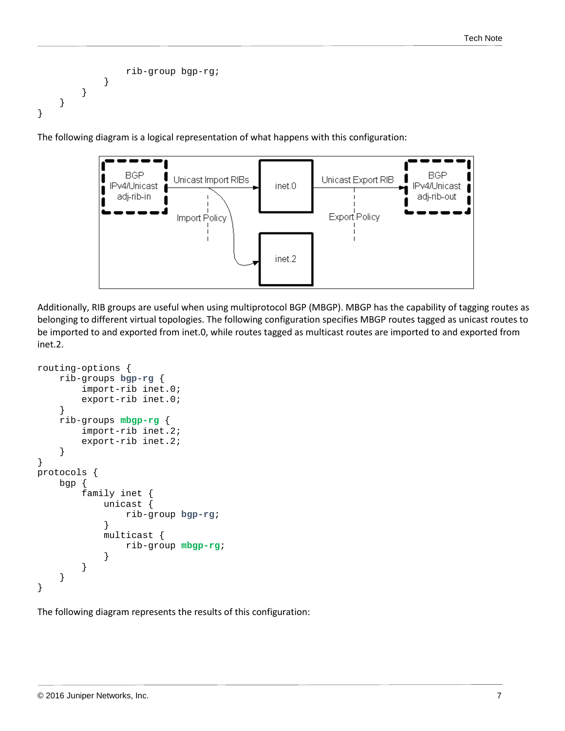```
                rib-group bgp-rg;
            }
        }
    }
}
```

The following diagram is a logical representation of what happens with this configuration:

Additionally, RIB groups are useful when using multiprotocol BGP (MBGP). MBGP has the capability of tagging routes as belonging to different virtual topologies. The following configuration specifies MBGP routes tagged as unicast routes to be imported to and exported from inet.0, while routes tagged as multicast routes are imported to and exported from inet.2.

```
routing-options {
    rib-groups bgp-rg {
        import-rib inet.0;
        export-rib inet.0;
    }
    rib-groups mbgp-rg {
        import-rib inet.2;
        export-rib inet.2;
    }
}
protocols {
    bgp {
        family inet {
            unicast {
                rib-group bgp-rg;
            }
            multicast {
                rib-group mbgp-rg;
            }
        }
    }
}
```

The following diagram represents the results of this configuration: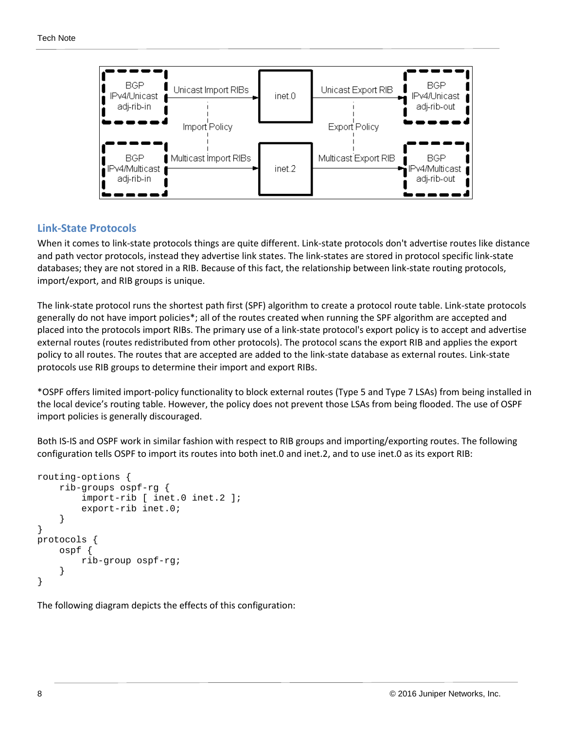## Link-State Protocols

When it comes to link-state protocols things are quite different. Link-state protocols don't advertise routes like distance and path vector protocols, instead they advertise link states. The link-states are stored in protocol specific link-state databases; they are not stored in a RIB. Because of this fact, the relationship between link-state routing protocols, import/export, and RIB groups is unique.

The link-state protocol runs the shortest path first (SPF) algorithm to create a protocol route table. Link-state protocols generally do not have import policies*; all of the routes created when running the SPF algorithm are accepted and placed into the protocols import RIBs. The primary use of a link-state protocol's export policy is to accept and advertise external routes (routes redistributed from other protocols). The protocol scans the export RIB and applies the export policy to all routes. The routes that are accepted are added to the link-state database as external routes. Link-state protocols use RIB groups to determine their import and export RIBs.

*OSPF offers limited import-policy functionality to block external routes (Type 5 and Type 7 LSAs) from being installed in the local device's routing table. However, the policy does not prevent those LSAs from being flooded. The use of OSPF import policies is generally discouraged.

Both IS-IS and OSPF work in similar fashion with respect to RIB groups and importing/exporting routes. The following configuration tells OSPF to import its routes into both inet.0 and inet.2, and to use inet.0 as its export RIB:

```
routing-options {
    rib-groups ospf-rg {
        import-rib [ inet.0 inet.2 ];
        export-rib inet.0;
    }
}
protocols {
    ospf {
        rib-group ospf-rg;
    }
}
```

The following diagram depicts the effects of this configuration: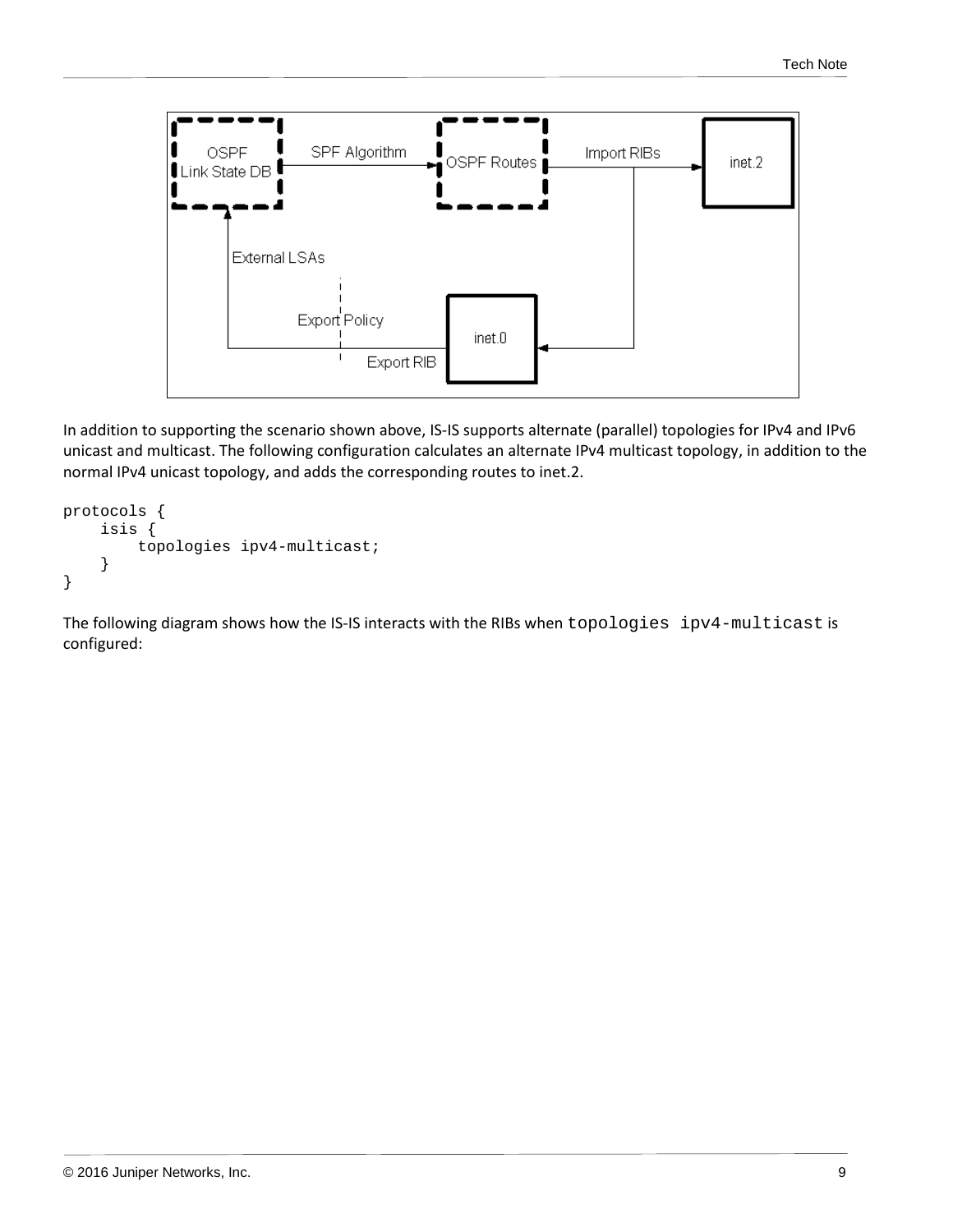In addition to supporting the scenario shown above, IS-IS supports alternate (parallel) topologies for IPv4 and IPv6 unicast and multicast. The following configuration calculates an alternate IPv4 multicast topology, in addition to the normal IPv4 unicast topology, and adds the corresponding routes to inet.2.

```
protocols {
    isis {
        topologies ipv4-multicast;
    }
}
```

The following diagram shows how the IS-IS interacts with the RIBs when `topologies ipv4-multicast` is configured: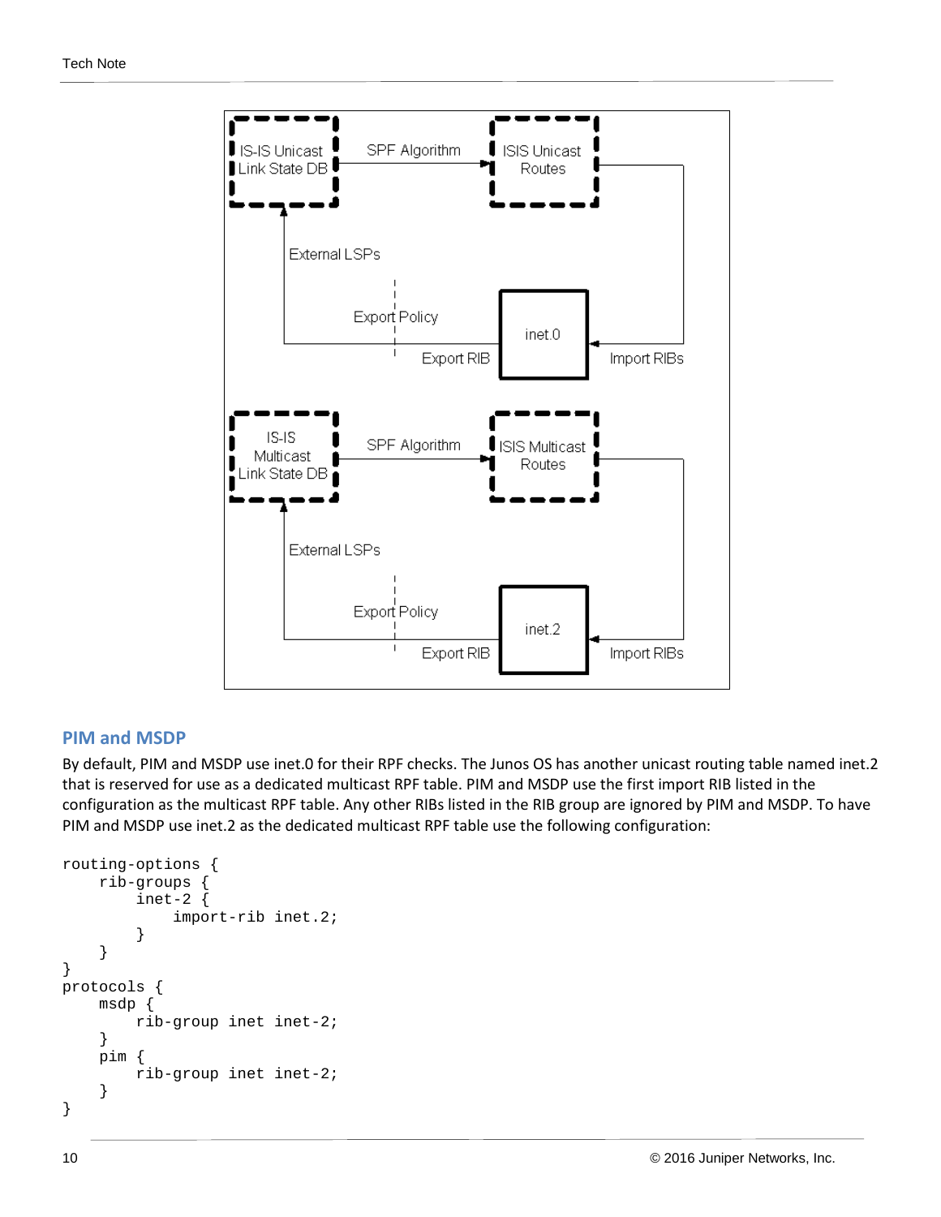## PIM and MSDP

By default, PIM and MSDP use inet.0 for their RPF checks. The Junos OS has another unicast routing table named inet.2 that is reserved for use as a dedicated multicast RPF table. PIM and MSDP use the first import RIB listed in the configuration as the multicast RPF table. Any other RIBs listed in the RIB group are ignored by PIM and MSDP. To have PIM and MSDP use inet.2 as the dedicated multicast RPF table use the following configuration:

```
routing-options {
    rib-groups {
        inet-2 {
            import-rib inet.2;
        }
    }
}
protocols {
    msdp {
        rib-group inet inet-2;
    }
    pim {
        rib-group inet inet-2;
    }
}
```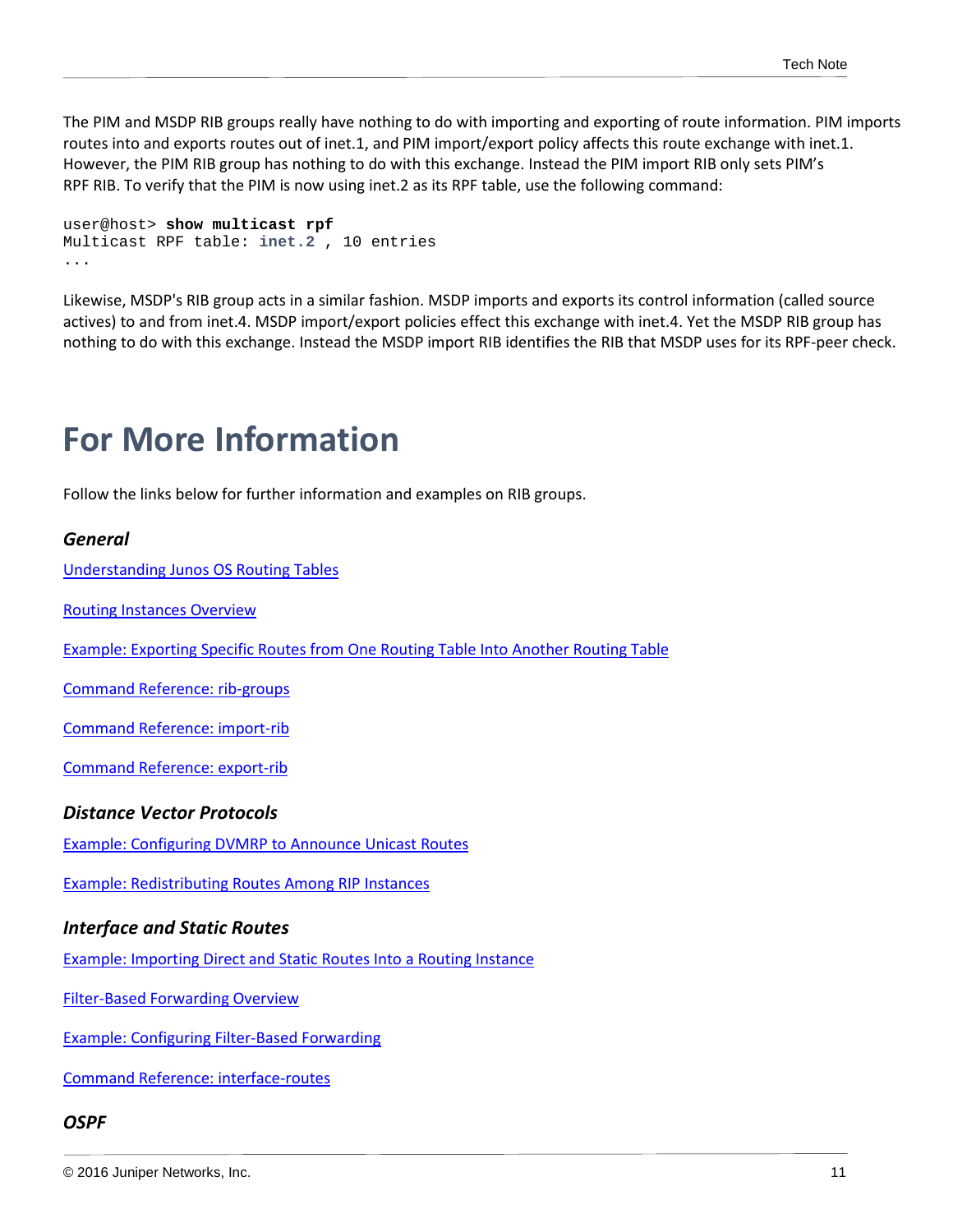The PIM and MSDP RIB groups really have nothing to do with importing and exporting of route information. PIM imports routes into and exports routes out of inet.1, and PIM import/export policy affects this route exchange with inet.1. However, the PIM RIB group has nothing to do with this exchange. Instead the PIM import RIB only sets PIM's RPF RIB. To verify that the PIM is now using inet.2 as its RPF table, use the following command:

```
user@host> show multicast rpf
Multicast RPF table: inet.2 , 10 entries
...
```

Likewise, MSDP's RIB group acts in a similar fashion. MSDP imports and exports its control information (called source actives) to and from inet.4. MSDP import/export policies effect this exchange with inet.4. Yet the MSDP RIB group has nothing to do with this exchange. Instead the MSDP import RIB identifies the RIB that MSDP uses for its RPF-peer check.

# For More Information

Follow the links below for further information and examples on RIB groups.

### *General*

Understanding Junos OS Routing Tables

Routing Instances Overview

Example: Exporting Specific Routes from One Routing Table Into Another Routing Table

Command Reference: rib-groups

Command Reference: import-rib

Command Reference: export-rib

### *Distance Vector Protocols*

Example: Configuring DVMRP to Announce Unicast Routes

Example: Redistributing Routes Among RIP Instances

### *Interface and Static Routes*

Example: Importing Direct and Static Routes Into a Routing Instance

Filter-Based Forwarding Overview

Example: Configuring Filter-Based Forwarding

Command Reference: interface-routes

### *OSPF*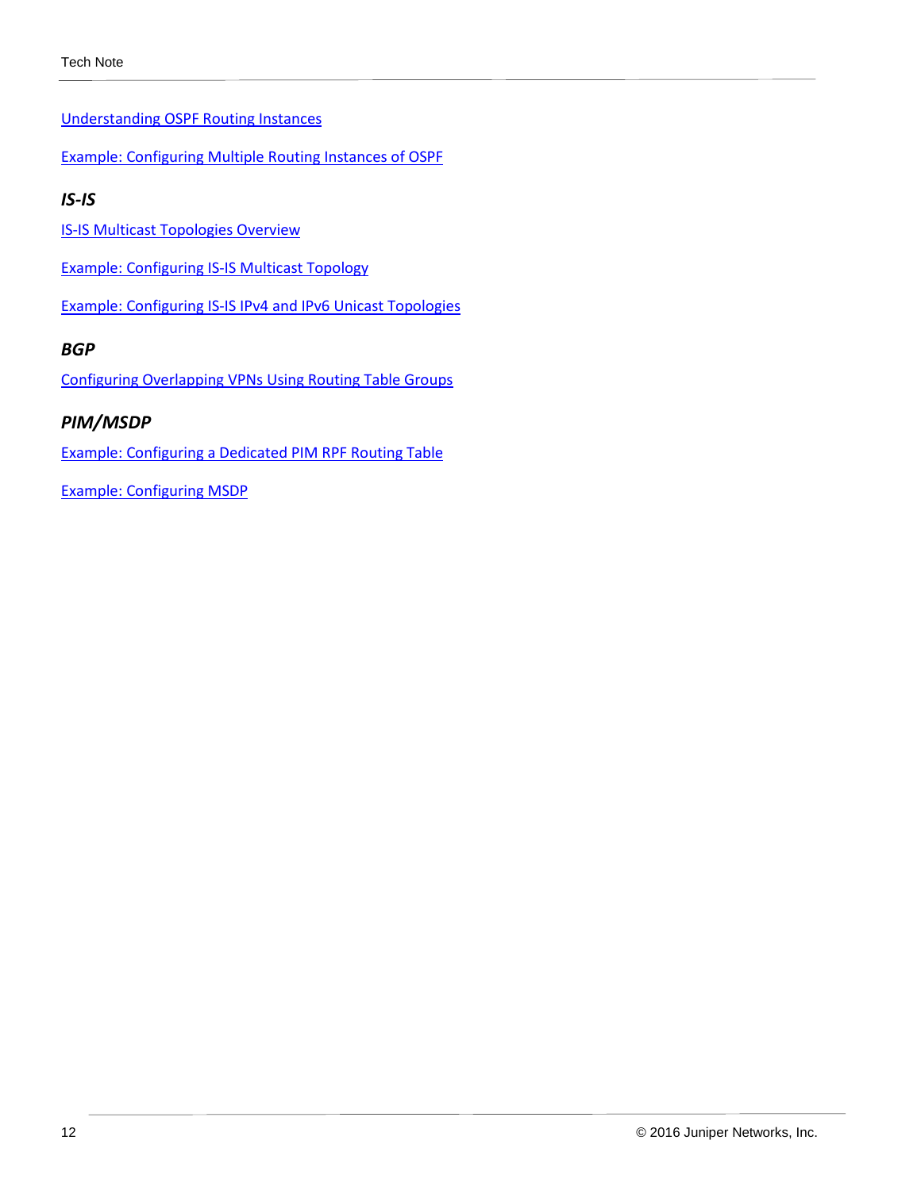Understanding OSPF Routing Instances

Example: Configuring Multiple Routing Instances of OSPF

### *IS-IS*

IS-IS Multicast Topologies Overview

Example: Configuring IS-IS Multicast Topology

Example: Configuring IS-IS IPv4 and IPv6 Unicast Topologies

### *BGP*

Configuring Overlapping VPNs Using Routing Table Groups

### *PIM/MSDP*

Example: Configuring a Dedicated PIM RPF Routing Table

Example: Configuring MSDP